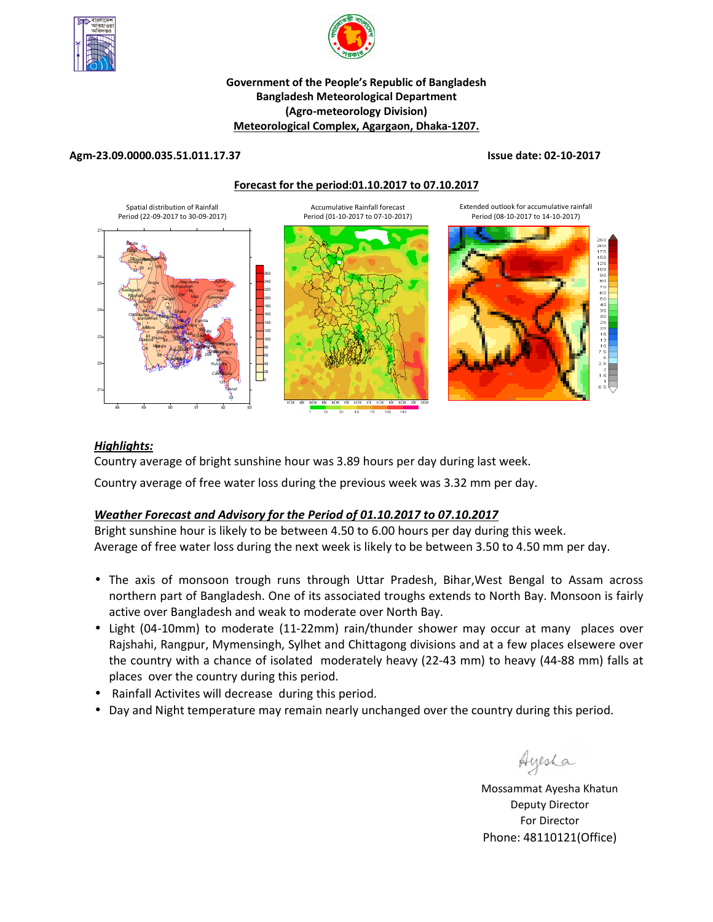**Government of the People's Republic of Bangladesh**
**Bangladesh Meteorological Department**
**(Agro-meteorology Division)**
**Meteorological Complex, Agargaon, Dhaka-1207.**

**Agm-23.09.0000.035.51.011.17.37** **Issue date: 02-10-2017**

**Forecast for the period:01.10.2017 to 07.10.2017**

Spatial distribution of Rainfall Period (22-09-2017 to 30-09-2017)

Accumulative Rainfall forecast Period (01-10-2017 to 07-10-2017)

Extended outlook for accumulative rainfall Period (08-10-2017 to 14-10-2017)

## ***Highlights:***

Country average of bright sunshine hour was 3.89 hours per day during last week.

Country average of free water loss during the previous week was 3.32 mm per day.

## ***Weather Forecast and Advisory for the Period of 01.10.2017 to 07.10.2017***

Bright sunshine hour is likely to be between 4.50 to 6.00 hours per day during this week.
Average of free water loss during the next week is likely to be between 3.50 to 4.50 mm per day.

- The axis of monsoon trough runs through Uttar Pradesh, Bihar,West Bengal to Assam across northern part of Bangladesh. One of its associated troughs extends to North Bay. Monsoon is fairly active over Bangladesh and weak to moderate over North Bay.
- Light (04-10mm) to moderate (11-22mm) rain/thunder shower may occur at many places over Rajshahi, Rangpur, Mymensingh, Sylhet and Chittagong divisions and at a few places elsewere over the country with a chance of isolated moderately heavy (22-43 mm) to heavy (44-88 mm) falls at places over the country during this period.
- Rainfall Activites will decrease during this period.
- Day and Night temperature may remain nearly unchanged over the country during this period.

Ayesha

Mossammat Ayesha Khatun
Deputy Director
For Director
Phone: 48110121(Office)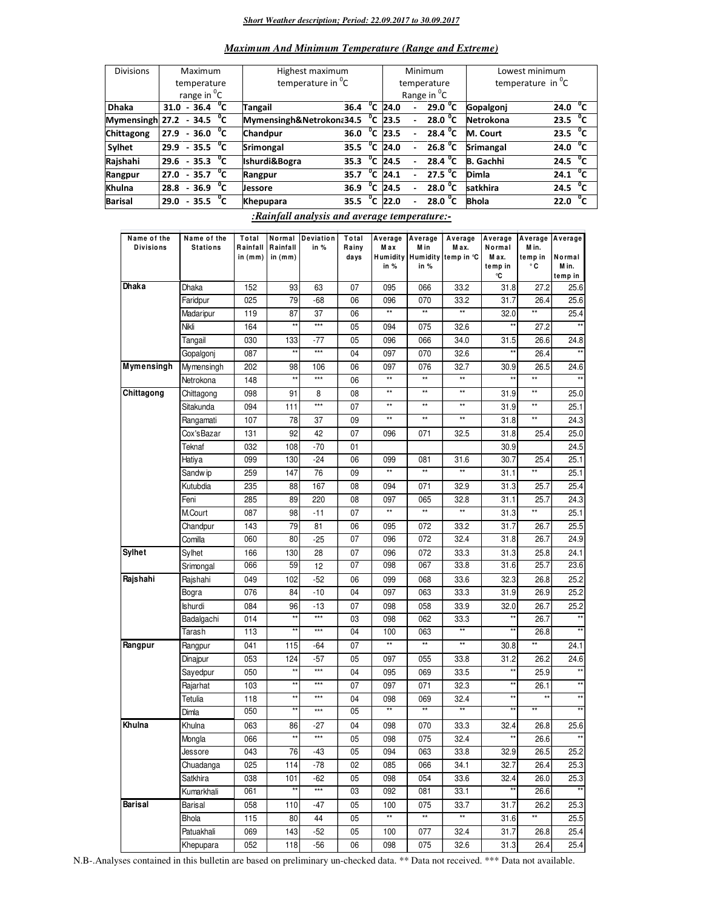*__Short Weather description; Period: 22.09.2017 to 30.09.2017__*

## *Maximum And Minimum Temperature (Range and Extreme)*

| Divisions | Maximum temperature range in $^0$C | Highest maximum temperature in $^0$C | | Minimum temperature Range in $^0$C | Lowest minimum temperature in $^0$C | |
|---|---|---|---|---|---|---|
| **Dhaka** | **31.0 - 36.4 $^0$C** | **Tangail** | **36.4 $^0$C** | **24.0 - 29.0 $^0$C** | **Gopalgonj** | **24.0 $^0$C** |
| **Mymensingh** | **27.2 - 34.5 $^0$C** | **Mymensingh&Netrokona** | **34.5 $^0$C** | **23.5 - 28.0 $^0$C** | **Netrokona** | **23.5 $^0$C** |
| **Chittagong** | **27.9 - 36.0 $^0$C** | **Chandpur** | **36.0 $^0$C** | **23.5 - 28.4 $^0$C** | **M. Court** | **23.5 $^0$C** |
| **Sylhet** | **29.9 - 35.5 $^0$C** | **Srimongal** | **35.5 $^0$C** | **24.0 - 26.8 $^0$C** | **Srimangal** | **24.0 $^0$C** |
| **Rajshahi** | **29.6 - 35.3 $^0$C** | **Ishurdi&Bogra** | **35.3 $^0$C** | **24.5 - 28.4 $^0$C** | **B. Gachhi** | **24.5 $^0$C** |
| **Rangpur** | **27.0 - 35.7 $^0$C** | **Rangpur** | **35.7 $^0$C** | **24.1 - 27.5 $^0$C** | **Dimla** | **24.1 $^0$C** |
| **Khulna** | **28.8 - 36.9 $^0$C** | **Jessore** | **36.9 $^0$C** | **24.5 - 28.0 $^0$C** | **satkhira** | **24.5 $^0$C** |
| **Barisal** | **29.0 - 35.5 $^0$C** | **Khepupara** | **35.5 $^0$C** | **22.0 - 28.0 $^0$C** | **Bhola** | **22.0 $^0$C** |

## *:Rainfall analysis and average temperature:-*

| Name of the Divisions | Name of the Stations | Total Rainfall in (mm) | Normal Rainfall in (mm) | Deviation in % | Total Rainy days | Average Max Humidity in % | Average Min Humidity in % | Average Max. temp in °C | Average Normal Max. temp in °C | Average Min. temp in °C | Average Normal Min. temp in |
|---|---|---|---|---|---|---|---|---|---|---|---|
| **Dhaka** | Dhaka | 152 | 93 | 63 | 07 | 095 | 066 | 33.2 | 31.8 | 27.2 | 25.6 |
| | Faridpur | 025 | 79 | -68 | 06 | 096 | 070 | 33.2 | 31.7 | 26.4 | 25.6 |
| | Madaripur | 119 | 87 | 37 | 06 | ** | ** | ** | 32.0 | ** | 25.4 |
| | Nikli | 164 | ** | *** | 05 | 094 | 075 | 32.6 | ** | 27.2 | ** |
| | Tangail | 030 | 133 | -77 | 05 | 096 | 066 | 34.0 | 31.5 | 26.6 | 24.8 |
| | Gopalgonj | 087 | ** | *** | 04 | 097 | 070 | 32.6 | ** | 26.4 | ** |
| **Mymensingh** | Mymensingh | 202 | 98 | 106 | 06 | 097 | 076 | 32.7 | 30.9 | 26.5 | 24.6 |
| | Netrokona | 148 | ** | *** | 06 | ** | ** | ** | ** | ** | ** |
| **Chittagong** | Chittagong | 098 | 91 | 8 | 08 | ** | ** | ** | 31.9 | ** | 25.0 |
| | Sitakunda | 094 | 111 | *** | 07 | ** | ** | ** | 31.9 | ** | 25.1 |
| | Rangamati | 107 | 78 | 37 | 09 | ** | ** | ** | 31.8 | ** | 24.3 |
| | Cox'sBazar | 131 | 92 | 42 | 07 | 096 | 071 | 32.5 | 31.8 | 25.4 | 25.0 |
| | Teknaf | 032 | 108 | -70 | 01 | | | | 30.9 | | 24.5 |
| | Hatiya | 099 | 130 | -24 | 06 | 099 | 081 | 31.6 | 30.7 | 25.4 | 25.1 |
| | Sandwip | 259 | 147 | 76 | 09 | ** | ** | ** | 31.1 | ** | 25.1 |
| | Kutubdia | 235 | 88 | 167 | 08 | 094 | 071 | 32.9 | 31.3 | 25.7 | 25.4 |
| | Feni | 285 | 89 | 220 | 08 | 097 | 065 | 32.8 | 31.1 | 25.7 | 24.3 |
| | M.Court | 087 | 98 | -11 | 07 | ** | ** | ** | 31.3 | ** | 25.1 |
| | Chandpur | 143 | 79 | 81 | 06 | 095 | 072 | 33.2 | 31.7 | 26.7 | 25.5 |
| | Comilla | 060 | 80 | -25 | 07 | 096 | 072 | 32.4 | 31.8 | 26.7 | 24.9 |
| **Sylhet** | Sylhet | 166 | 130 | 28 | 07 | 096 | 072 | 33.3 | 31.3 | 25.8 | 24.1 |
| | Srimongal | 066 | 59 | 12 | 07 | 098 | 067 | 33.8 | 31.6 | 25.7 | 23.6 |
| **Rajshahi** | Rajshahi | 049 | 102 | -52 | 06 | 099 | 068 | 33.6 | 32.3 | 26.8 | 25.2 |
| | Bogra | 076 | 84 | -10 | 04 | 097 | 063 | 33.3 | 31.9 | 26.9 | 25.2 |
| | Ishurdi | 084 | 96 | -13 | 07 | 098 | 058 | 33.9 | 32.0 | 26.7 | 25.2 |
| | Badalgachi | 014 | ** | *** | 03 | 098 | 062 | 33.3 | ** | 26.7 | ** |
| | Tarash | 113 | ** | *** | 04 | 100 | 063 | ** | ** | 26.8 | ** |
| **Rangpur** | Rangpur | 041 | 115 | -64 | 07 | ** | ** | ** | 30.8 | ** | 24.1 |
| | Dinajpur | 053 | 124 | -57 | 05 | 097 | 055 | 33.8 | 31.2 | 26.2 | 24.6 |
| | Sayedpur | 050 | ** | *** | 04 | 095 | 069 | 33.5 | ** | 25.9 | ** |
| | Rajarhat | 103 | ** | *** | 07 | 097 | 071 | 32.3 | ** | 26.1 | ** |
| | Tetulia | 118 | ** | *** | 04 | 098 | 069 | 32.4 | ** | ** | ** |
| | Dimla | 050 | ** | *** | 05 | ** | ** | ** | ** | ** | ** |
| **Khulna** | Khulna | 063 | 86 | -27 | 04 | 098 | 070 | 33.3 | 32.4 | 26.8 | 25.6 |
| | Mongla | 066 | ** | *** | 05 | 098 | 075 | 32.4 | ** | 26.6 | ** |
| | Jessore | 043 | 76 | -43 | 05 | 094 | 063 | 33.8 | 32.9 | 26.5 | 25.2 |
| | Chuadanga | 025 | 114 | -78 | 02 | 085 | 066 | 34.1 | 32.7 | 26.4 | 25.3 |
| | Satkhira | 038 | 101 | -62 | 05 | 098 | 054 | 33.6 | 32.4 | 26.0 | 25.3 |
| | Kumarkhali | 061 | ** | *** | 03 | 092 | 081 | 33.1 | ** | 26.6 | ** |
| **Barisal** | Barisal | 058 | 110 | -47 | 05 | 100 | 075 | 33.7 | 31.7 | 26.2 | 25.3 |
| | Bhola | 115 | 80 | 44 | 05 | ** | ** | ** | 31.6 | ** | 25.5 |
| | Patuakhali | 069 | 143 | -52 | 05 | 100 | 077 | 32.4 | 31.7 | 26.8 | 25.4 |
| | Khepupara | 052 | 118 | -56 | 06 | 098 | 075 | 32.6 | 31.3 | 26.4 | 25.4 |

N.B-.Analyses contained in this bulletin are based on preliminary un-checked data. ** Data not received. *** Data not available.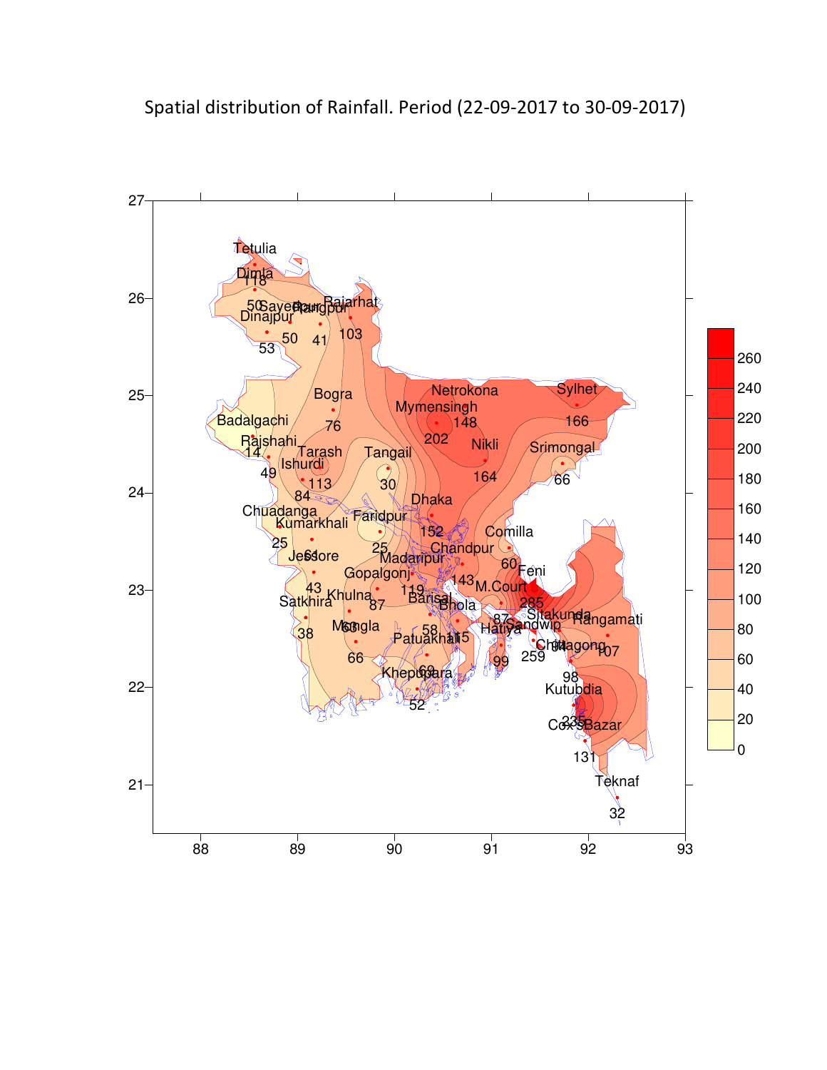Spatial distribution of Rainfall. Period (22-09-2017 to 30-09-2017)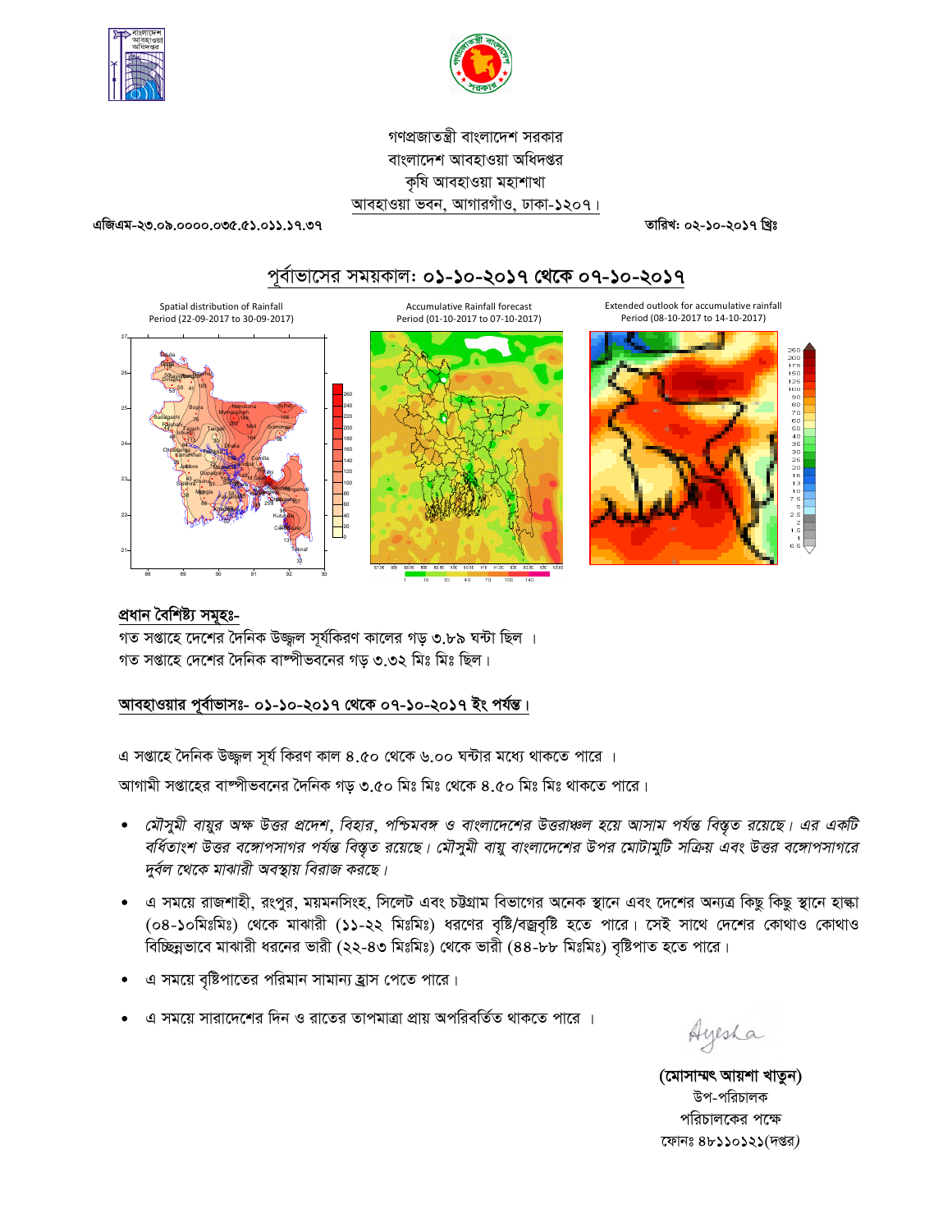গণপ্রজাতন্ত্রী বাংলাদেশ সরকার
বাংলাদেশ আবহাওয়া অধিদপ্তর
কৃষি আবহাওয়া মহাশাখা
আবহাওয়া ভবন, আগারগাঁও, ঢাকা-১২০৭।

এজিএম-২৩.০৯.০০০০.০৩৫.৫১.০১১.১৭.৩৭ তারিখ: ০২-১০-২০১৭ খ্রিঃ

## পূর্বাভাসের সময়কাল: ০১-১০-২০১৭ থেকে ০৭-১০-২০১৭

Spatial distribution of Rainfall
Period (22-09-2017 to 30-09-2017)

Accumulative Rainfall forecast
Period (01-10-2017 to 07-10-2017)

Extended outlook for accumulative rainfall
Period (08-10-2017 to 14-10-2017)

### প্রধান বৈশিষ্ট্য সমূহঃ-

গত সপ্তাহে দেশের দৈনিক উজ্জ্বল সূর্যকিরণ কালের গড় ৩.৮৯ ঘন্টা ছিল ।
গত সপ্তাহে দেশের দৈনিক বাষ্পীভবনের গড় ৩.৩২ মিঃ মিঃ ছিল।

### আবহাওয়ার পূর্বাভাসঃ- ০১-১০-২০১৭ থেকে ০৭-১০-২০১৭ ইং পর্যন্ত।

এ সপ্তাহে দৈনিক উজ্জ্বল সূর্য কিরণ কাল ৪.৫০ থেকে ৬.০০ ঘন্টার মধ্যে থাকতে পারে ।

আগামী সপ্তাহের বাষ্পীভবনের দৈনিক গড় ৩.৫০ মিঃ মিঃ থেকে ৪.৫০ মিঃ মিঃ থাকতে পারে।

- *মৌসুমী বায়ুর অক্ষ উত্তর প্রদেশ, বিহার, পশ্চিমবঙ্গ ও বাংলাদেশের উত্তরাঞ্চল হয়ে আসাম পর্যন্ত বিস্তৃত রয়েছে। এর একটি বর্ধিতাংশ উত্তর বঙ্গোপসাগর পর্যন্ত বিস্তৃত রয়েছে। মৌসুমী বায়ু বাংলাদেশের উপর মোটামুটি সক্রিয় এবং উত্তর বঙ্গোপসাগরে দুর্বল থেকে মাঝারী অবস্থায় বিরাজ করছে।*
- এ সময়ে রাজশাহী, রংপুর, ময়মনসিংহ, সিলেট এবং চট্টগ্রাম বিভাগের অনেক স্থানে এবং দেশের অন্যত্র কিছু কিছু স্থানে হাল্কা (০৪-১০মিঃমিঃ) থেকে মাঝারী (১১-২২ মিঃমিঃ) ধরণের বৃষ্টি/বজ্রবৃষ্টি হতে পারে। সেই সাথে দেশের কোথাও কোথাও বিচ্ছিন্নভাবে মাঝারী ধরনের ভারী (২২-৪৩ মিঃমিঃ) থেকে ভারী (৪৪-৮৮ মিঃমিঃ) বৃষ্টিপাত হতে পারে।
- এ সময়ে বৃষ্টিপাতের পরিমান সামান্য হ্রাস পেতে পারে।
- এ সময়ে সারাদেশের দিন ও রাতের তাপমাত্রা প্রায় অপরিবর্তিত থাকতে পারে ।

Ayesha

**(মোসাম্মৎ আয়শা খাতুন)**
উপ-পরিচালক
পরিচালকের পক্ষে
ফোনঃ ৪৮১১০১২১(দপ্তর)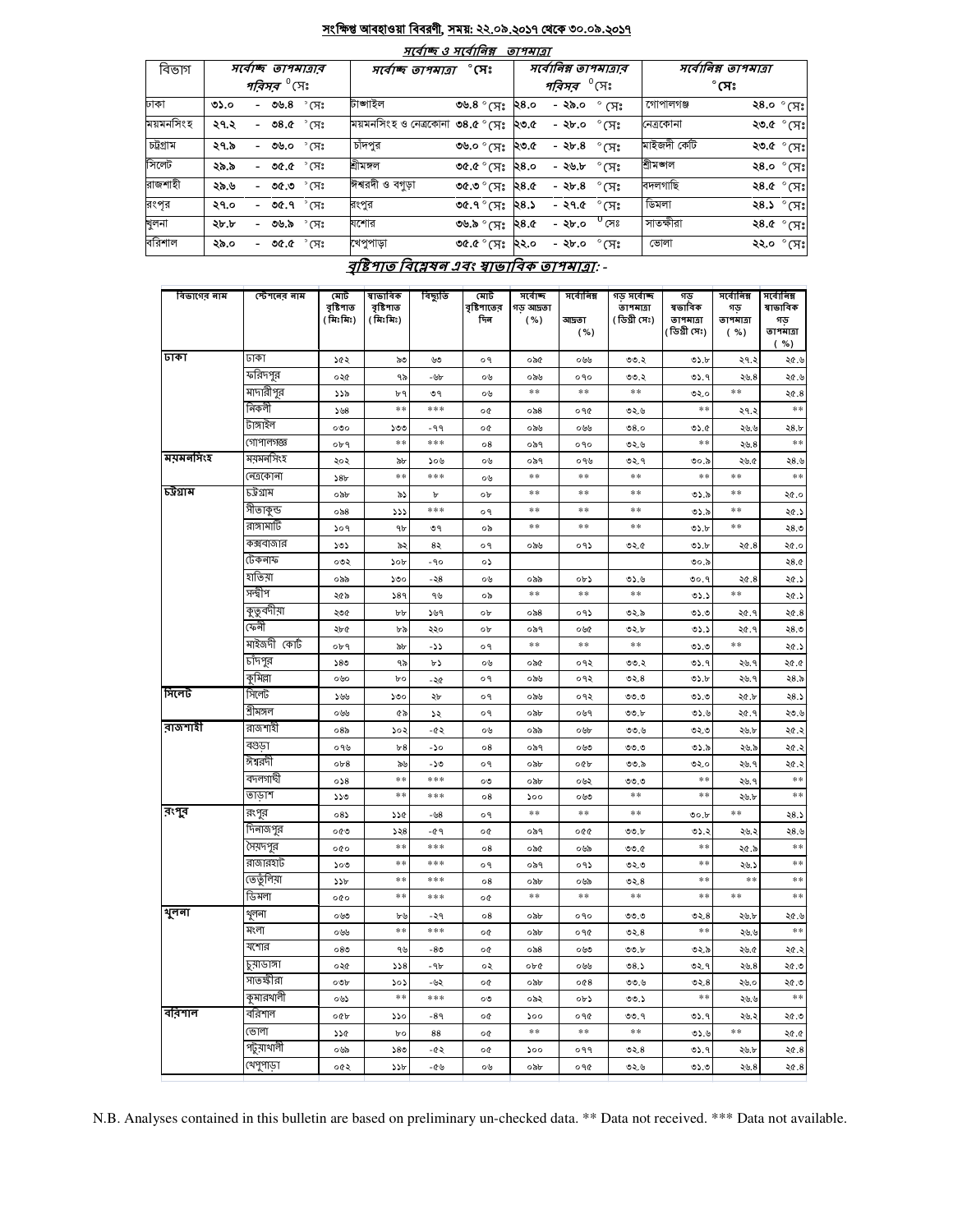## সংক্ষিপ্ত আবহাওয়া বিবরণী, সময়: ২২.০৯.২০১৭ থেকে ৩০.০৯.২০১৭

### সর্বোচ্চ ও সর্বোনিম্ন তাপমাত্রা

| বিভাগ | সর্বোচ্চ তাপমাত্রার পরিসর °সেঃ | সর্বোচ্চ তাপমাত্রা °সেঃ | | সর্বোনিম্ন তাপমাত্রার পরিসর °সেঃ | সর্বোনিম্ন তাপমাত্রা °সেঃ | |
|---|---|---|---|---|---|---|
| ঢাকা | ৩১.০ - ৩৬.৪ °সেঃ | টাঙ্গাইল | ৩৬.৪ °সেঃ | ২৪.০ - ২৯.০ °সেঃ | গোপালগঞ্জ | ২৪.০ °সেঃ |
| ময়মনসিংহ | ২৭.২ - ৩৪.৫ °সেঃ | ময়মনসিংহ ও নেত্রকোনা | ৩৪.৫ °সেঃ | ২৩.৫ - ২৮.০ °সেঃ | নেত্রকোনা | ২৩.৫ °সেঃ |
| চট্টগ্রাম | ২৭.৯ - ৩৬.০ °সেঃ | চাঁদপুর | ৩৬.০ °সেঃ | ২৩.৫ - ২৮.৪ °সেঃ | মাইজদী কোর্ট | ২৩.৫ °সেঃ |
| সিলেট | ২৯.৯ - ৩৫.৫ °সেঃ | শ্রীমঙ্গল | ৩৫.৫ °সেঃ | ২৪.০ - ২৬.৮ °সেঃ | শ্রীমঙ্গল | ২৪.০ °সেঃ |
| রাজশাহী | ২৯.৬ - ৩৫.৩ °সেঃ | ঈশ্বরদী ও বগুড়া | ৩৫.৩ °সেঃ | ২৪.৫ - ২৮.৪ °সেঃ | বদলগাছি | ২৪.৫ °সেঃ |
| রংপুর | ২৭.০ - ৩৫.৭ °সেঃ | রংপুর | ৩৫.৭ °সেঃ | ২৪.১ - ২৭.৫ °সেঃ | ডিমলা | ২৪.১ °সেঃ |
| খুলনা | ২৮.৮ - ৩৬.৯ °সেঃ | যশোর | ৩৬.৯ °সেঃ | ২৪.৫ - ২৮.০ °সেঃ | সাতক্ষীরা | ২৪.৫ °সেঃ |
| বরিশাল | ২৯.০ - ৩৫.৫ °সেঃ | খেপুপাড়া | ৩৫.৫ °সেঃ | ২২.০ - ২৮.০ °সেঃ | ভোলা | ২২.০ °সেঃ |

### বৃষ্টিপাত বিশ্লেষন এবং স্বাভাবিক তাপমাত্রা: -

| বিভাগের নাম | স্টেশনের নাম | মোট বৃষ্টিপাত (মিঃমিঃ) | স্বাভাবিক বৃষ্টিপাত (মিঃমিঃ) | বিচ্যুতি | মোট বৃষ্টিপাতের দিন | সর্বোচ্চ গড় আদ্রতা (%) | সর্বোনিম্ন আদ্রতা (%) | গড় সর্বোচ্চ তাপমাত্রা (ডিগ্রী সেঃ) | গড় স্বাভাবিক তাপমাত্রা (ডিগ্রী সেঃ) | সর্বোনিম্ন গড় তাপমাত্রা (%) | সর্বোনিম্ন স্বাভাবিক গড় তাপমাত্রা (%) |
|---|---|---|---|---|---|---|---|---|---|---|---|
| ঢাকা | ঢাকা | ১৫২ | ৯৩ | ৬৩ | ০৭ | ০৯৫ | ০৬৬ | ৩৩.২ | ৩১.৮ | ২৭.২ | ২৫.৬ |
| | ফরিদপুর | ০২৫ | ৭৯ | -৬৮ | ০৬ | ০৯৬ | ০৭০ | ৩৩.২ | ৩১.৭ | ২৬.৪ | ২৫.৬ |
| | মাদারীপুর | ১১৯ | ৮৭ | ৩৭ | ০৬ | ** | ** | ** | ৩২.০ | ** | ২৫.৪ |
| | নিকলী | ১৬৪ | ** | *** | ০৫ | ০৯৪ | ০৭৫ | ৩২.৬ | ** | ২৭.২ | ** |
| | টাঙ্গাইল | ০৩০ | ১৩৩ | -৭৭ | ০৫ | ০৯৬ | ০৬৬ | ৩৪.০ | ৩১.৫ | ২৬.৬ | ২৪.৮ |
| | গোপালগঞ্জ | ০৮৭ | ** | *** | ০৪ | ০৯৭ | ০৭০ | ৩২.৬ | ** | ২৬.৪ | ** |
| ময়মনসিংহ | ময়মনসিংহ | ২০২ | ৯৮ | ১০৬ | ০৬ | ০৯৭ | ০৭৬ | ৩২.৭ | ৩০.৯ | ২৬.৫ | ২৪.৬ |
| | নেত্রকোনা | ১৪৮ | ** | *** | ০৬ | ** | ** | ** | ** | ** | ** |
| চট্টগ্রাম | চট্টগ্রাম | ০৯৮ | ৯১ | ৮ | ০৮ | ** | ** | ** | ৩১.৯ | ** | ২৫.০ |
| | সীতাকুন্ড | ০৯৪ | ১১১ | *** | ০৭ | ** | ** | ** | ৩১.৯ | ** | ২৫.১ |
| | রাঙ্গামাটি | ১০৭ | ৭৮ | ৩৭ | ০৯ | ** | ** | ** | ৩১.৮ | ** | ২৪.৩ |
| | কক্সবাজার | ১৩১ | ৯২ | ৪২ | ০৭ | ০৯৬ | ০৭১ | ৩২.৫ | ৩১.৮ | ২৫.৪ | ২৫.০ |
| | টেকনাফ | ০৩২ | ১০৮ | -৭০ | ০১ | | | | ৩০.৯ | | ২৪.৫ |
| | হাতিয়া | ০৯৯ | ১৩০ | -২৪ | ০৬ | ০৯৯ | ০৮১ | ৩১.৬ | ৩০.৭ | ২৫.৪ | ২৫.১ |
| | সন্দ্বীপ | ২৫৯ | ১৪৭ | ৭৬ | ০৯ | ** | ** | ** | ৩১.১ | ** | ২৫.১ |
| | কুতুবদীয়া | ২৩৫ | ৮৮ | ১৬৭ | ০৮ | ০৯৪ | ০৭১ | ৩২.৯ | ৩১.৩ | ২৫.৭ | ২৫.৪ |
| | ফেনী | ২৮৫ | ৮৯ | ২২০ | ০৮ | ০৯৭ | ০৬৫ | ৩২.৮ | ৩১.১ | ২৫.৭ | ২৪.৩ |
| | মাইজদী কোর্ট | ০৮৭ | ৯৮ | -১১ | ০৭ | ** | ** | ** | ৩১.৩ | ** | ২৫.১ |
| | চাঁদপুর | ১৪৩ | ৭৯ | ৮১ | ০৬ | ০৯৫ | ০৭২ | ৩৩.২ | ৩১.৭ | ২৬.৭ | ২৫.৫ |
| | কুমিল্লা | ০৬০ | ৮০ | -২৫ | ০৭ | ০৯৬ | ০৭২ | ৩২.৪ | ৩১.৮ | ২৬.৭ | ২৪.৯ |
| সিলেট | সিলেট | ১৬৬ | ১৩০ | ২৮ | ০৭ | ০৯৬ | ০৭২ | ৩৩.৩ | ৩১.৩ | ২৫.৮ | ২৪.১ |
| | শ্রীমঙ্গল | ০৬৬ | ৫৯ | ১২ | ০৭ | ০৯৮ | ০৬৭ | ৩৩.৮ | ৩১.৬ | ২৫.৭ | ২৩.৬ |
| রাজশাহী | রাজশাহী | ০৪৯ | ১০২ | -৫২ | ০৬ | ০৯৯ | ০৬৮ | ৩৩.৬ | ৩২.৩ | ২৬.৮ | ২৫.২ |
| | বগুড়া | ০৭৬ | ৮৪ | -১০ | ০৪ | ০৯৭ | ০৬৩ | ৩৩.৩ | ৩১.৯ | ২৬.৯ | ২৫.২ |
| | ঈশ্বরদী | ০৮৪ | ৯৬ | -১৩ | ০৭ | ০৯৮ | ০৫৮ | ৩৩.৯ | ৩২.০ | ২৬.৭ | ২৫.২ |
| | বদলগাছী | ০১৪ | ** | *** | ০৩ | ০৯৮ | ০৬২ | ৩৩.৩ | ** | ২৬.৭ | ** |
| | তাড়াশ | ১১৩ | ** | *** | ০৪ | ১০০ | ০৬৩ | ** | ** | ২৬.৮ | ** |
| রংপুর | রংপুর | ০৪১ | ১১৫ | -৬৪ | ০৭ | ** | ** | ** | ৩০.৮ | ** | ২৪.১ |
| | দিনাজপুর | ০৫৩ | ১২৪ | -৫৭ | ০৫ | ০৯৭ | ০৫৫ | ৩৩.৮ | ৩১.২ | ২৬.২ | ২৪.৬ |
| | সৈয়দপুর | ০৫০ | ** | *** | ০৪ | ০৯৫ | ০৬৯ | ৩৩.৫ | ** | ২৫.৯ | ** |
| | রাজারহাট | ১০৩ | ** | *** | ০৭ | ০৯৭ | ০৭১ | ৩২.৩ | ** | ২৬.১ | ** |
| | তেঁতুলিয়া | ১১৮ | ** | *** | ০৪ | ০৯৮ | ০৬৯ | ৩২.৪ | ** | ** | ** |
| | ডিমলা | ০৫০ | ** | *** | ০৫ | ** | ** | ** | ** | ** | ** |
| খুলনা | খুলনা | ০৬৩ | ৮৬ | -২৭ | ০৪ | ০৯৮ | ০৭০ | ৩৩.৩ | ৩২.৪ | ২৬.৮ | ২৫.৬ |
| | মংলা | ০৬৬ | ** | *** | ০৫ | ০৯৮ | ০৭৫ | ৩২.৪ | ** | ২৬.৬ | ** |
| | যশোর | ০৪৩ | ৭৬ | -৪৩ | ০৫ | ০৯৪ | ০৬৩ | ৩৩.৮ | ৩২.৯ | ২৬.৫ | ২৫.২ |
| | চুয়াডাঙ্গা | ০২৫ | ১১৪ | -৭৮ | ০২ | ০৮৫ | ০৬৬ | ৩৪.১ | ৩২.৭ | ২৬.৪ | ২৫.৩ |
| | সাতক্ষীরা | ০৩৮ | ১০১ | -৬২ | ০৫ | ০৯৮ | ০৫৪ | ৩৩.৬ | ৩২.৪ | ২৬.০ | ২৫.৩ |
| | কুমারখালী | ০৬১ | ** | *** | ০৩ | ০৯২ | ০৮১ | ৩৩.১ | ** | ২৬.৬ | ** |
| বরিশাল | বরিশাল | ০৫৮ | ১১০ | -৪৭ | ০৫ | ১০০ | ০৭৫ | ৩৩.৭ | ৩১.৭ | ২৬.২ | ২৫.৩ |
| | ভোলা | ১১৫ | ৮০ | ৪৪ | ০৫ | ** | ** | ** | ৩১.৬ | ** | ২৫.৫ |
| | পটুয়াখালী | ০৬৯ | ১৪৩ | -৫২ | ০৫ | ১০০ | ০৭৭ | ৩২.৪ | ৩১.৭ | ২৬.৮ | ২৫.৪ |
| | খেপুপাড়া | ০৫২ | ১১৮ | -৫৬ | ০৬ | ০৯৮ | ০৭৫ | ৩২.৬ | ৩১.৩ | ২৬.৪ | ২৫.৪ |

N.B. Analyses contained in this bulletin are based on preliminary un-checked data. ** Data not received. *** Data not available.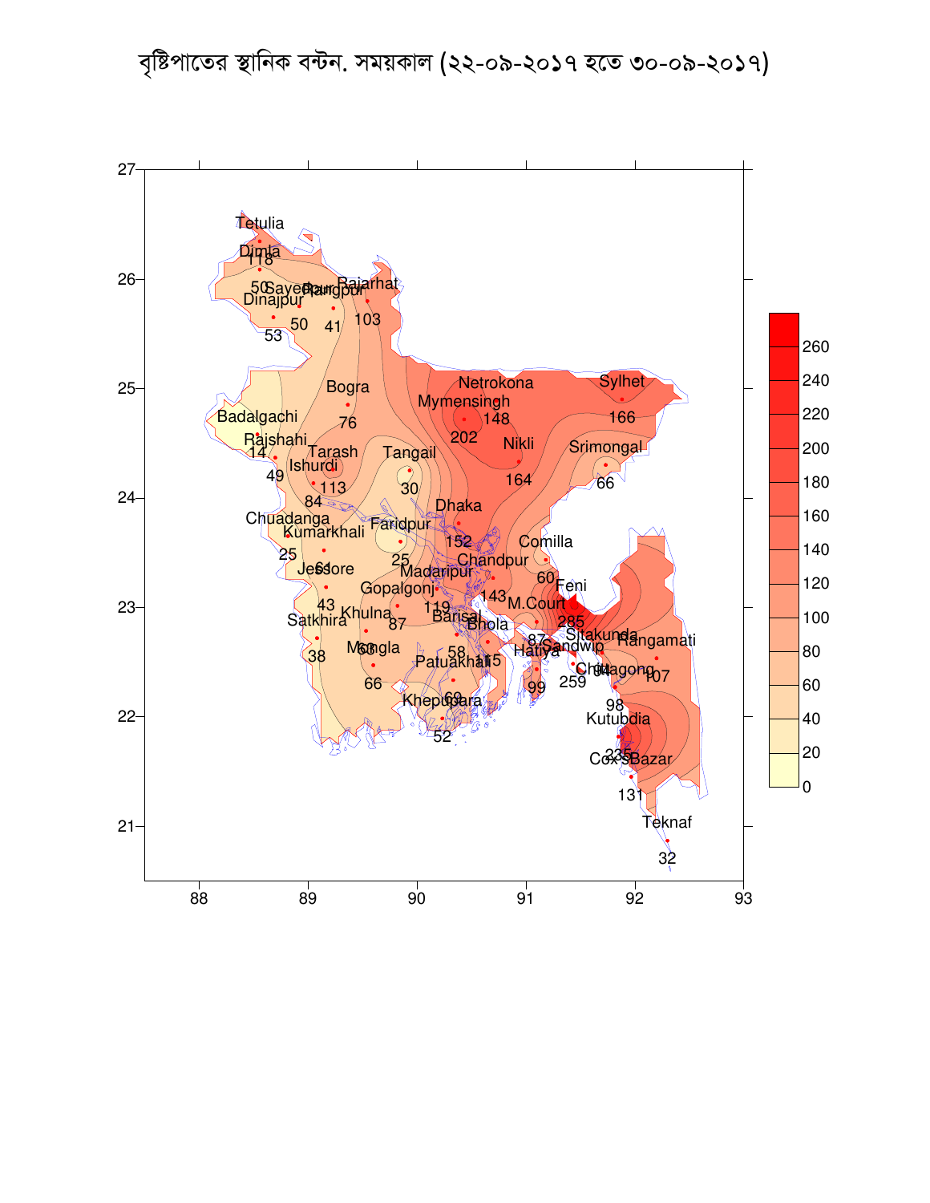# বৃষ্টিপাতের স্থানিক বন্টন. সময়কাল (২২-০৯-২০১৭ হতে ৩০-০৯-২০১৭)

27
26
25
24
23
22
21

88
89
90
91
92
93

0
20
40
60
80
100
120
140
160
180
200
220
240
260

Tetulia
Dimla 118
50 Sayedpur Rangpur Rajarhat
Dinajpur
50 41 103
53
Bogra
76
Badalgachi
Rajshahi
14
Tarash
Ishurdi
49
113
84
Tangail
30
Netrokona
Mymensingh 148
202
Nikli
164
Sylhet
166
Srimongal
66
Chuadanga
Kumarkhali
25
Faridpur
25
Dhaka
152
Jessore
64
43
Madaripur
Chandpur
143
Gopalgonj
119
Comilla
60
Feni
M.Court
285
Satkhira
38
Khulna
87
Mongla
60
66
Barisal
58
Bhola
115
Patuakhali
60
Khepupara
52
Hatiya
87
99
Sitakunda
Sandwip
259
Chittagong
94
Rangamati
107
98
Kutubdia
235
Cox's Bazar
131
Teknaf
32